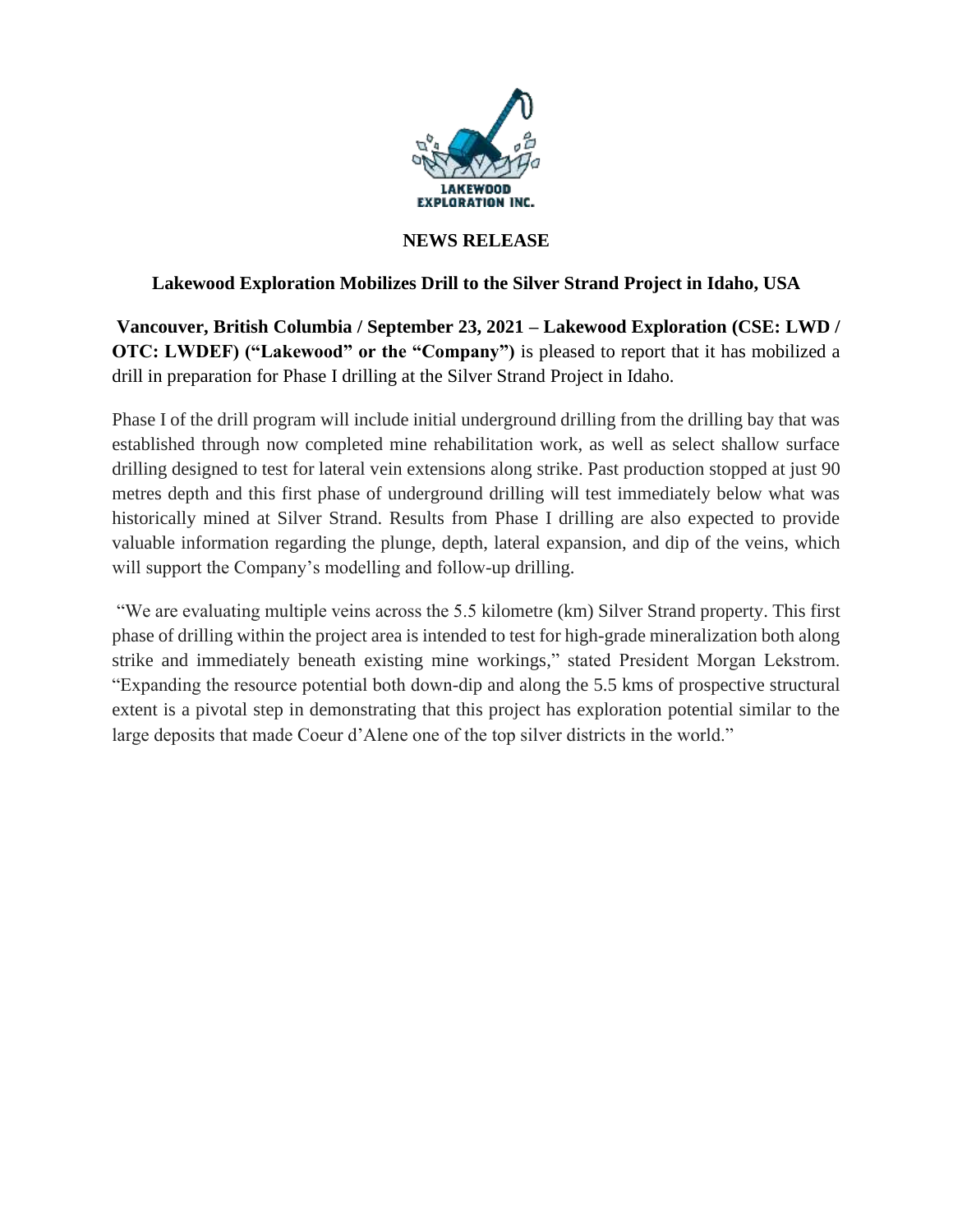LAKEWOOD EXPLORATION INC.

**NEWS RELEASE**

**Lakewood Exploration Mobilizes Drill to the Silver Strand Project in Idaho, USA**

**Vancouver, British Columbia / September 23, 2021 – Lakewood Exploration (CSE: LWD / OTC: LWDEF) ("Lakewood" or the "Company")** is pleased to report that it has mobilized a drill in preparation for Phase I drilling at the Silver Strand Project in Idaho.

Phase I of the drill program will include initial underground drilling from the drilling bay that was established through now completed mine rehabilitation work, as well as select shallow surface drilling designed to test for lateral vein extensions along strike. Past production stopped at just 90 metres depth and this first phase of underground drilling will test immediately below what was historically mined at Silver Strand. Results from Phase I drilling are also expected to provide valuable information regarding the plunge, depth, lateral expansion, and dip of the veins, which will support the Company's modelling and follow-up drilling.

"We are evaluating multiple veins across the 5.5 kilometre (km) Silver Strand property. This first phase of drilling within the project area is intended to test for high-grade mineralization both along strike and immediately beneath existing mine workings," stated President Morgan Lekstrom. "Expanding the resource potential both down-dip and along the 5.5 kms of prospective structural extent is a pivotal step in demonstrating that this project has exploration potential similar to the large deposits that made Coeur d'Alene one of the top silver districts in the world."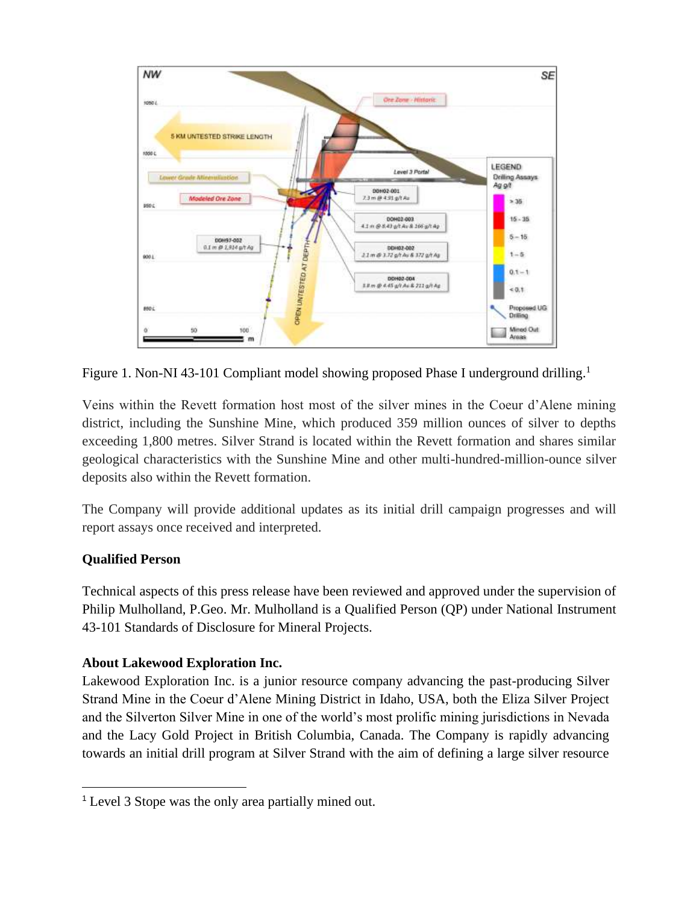Figure 1. Non-NI 43-101 Compliant model showing proposed Phase I underground drilling.[1]

Veins within the Revett formation host most of the silver mines in the Coeur d'Alene mining district, including the Sunshine Mine, which produced 359 million ounces of silver to depths exceeding 1,800 metres. Silver Strand is located within the Revett formation and shares similar geological characteristics with the Sunshine Mine and other multi-hundred-million-ounce silver deposits also within the Revett formation.

The Company will provide additional updates as its initial drill campaign progresses and will report assays once received and interpreted.

**Qualified Person**

Technical aspects of this press release have been reviewed and approved under the supervision of Philip Mulholland, P.Geo. Mr. Mulholland is a Qualified Person (QP) under National Instrument 43-101 Standards of Disclosure for Mineral Projects.

**About Lakewood Exploration Inc.**

Lakewood Exploration Inc. is a junior resource company advancing the past-producing Silver Strand Mine in the Coeur d'Alene Mining District in Idaho, USA, both the Eliza Silver Project and the Silverton Silver Mine in one of the world's most prolific mining jurisdictions in Nevada and the Lacy Gold Project in British Columbia, Canada. The Company is rapidly advancing towards an initial drill program at Silver Strand with the aim of defining a large silver resource

---

[1] Level 3 Stope was the only area partially mined out.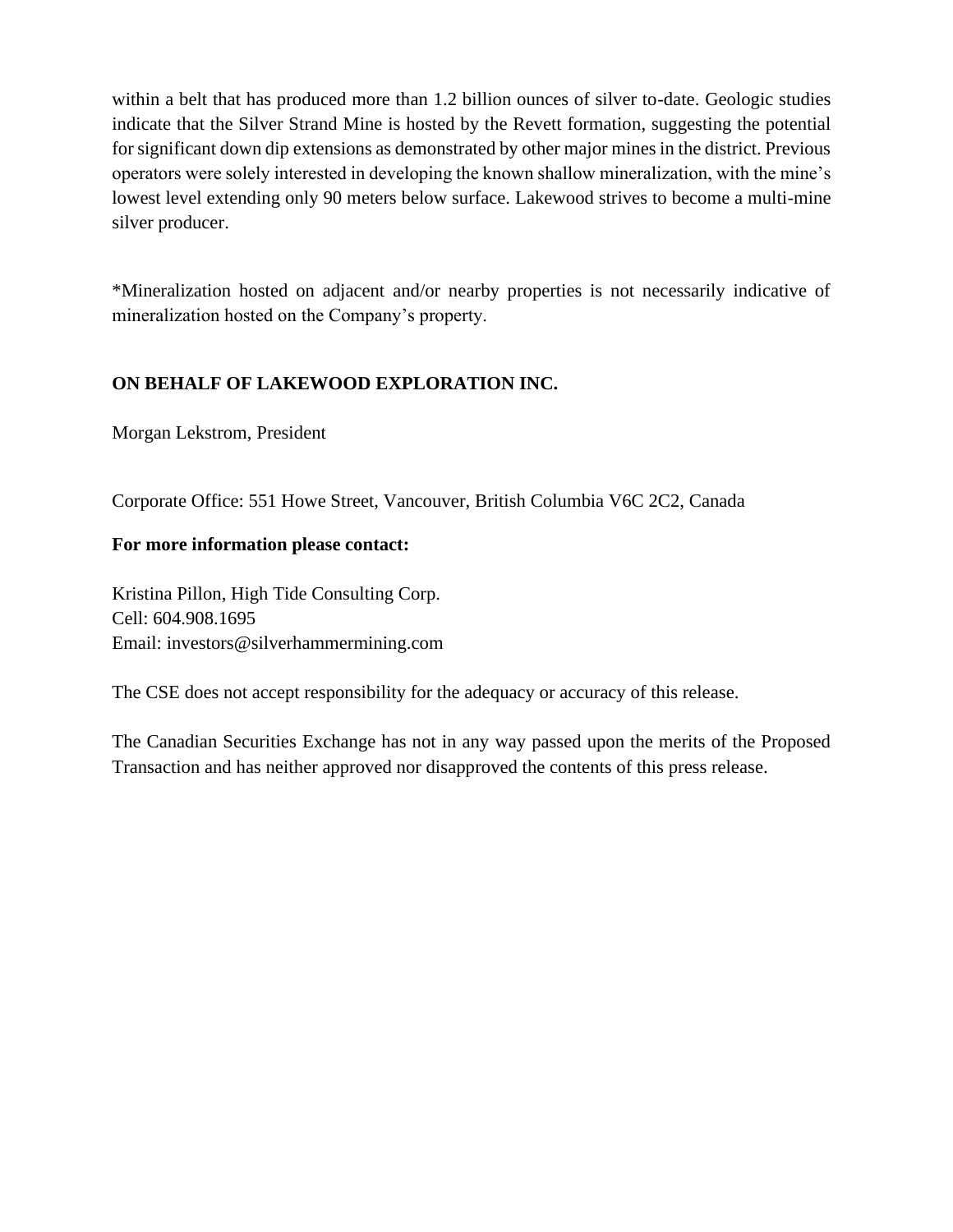within a belt that has produced more than 1.2 billion ounces of silver to-date. Geologic studies indicate that the Silver Strand Mine is hosted by the Revett formation, suggesting the potential for significant down dip extensions as demonstrated by other major mines in the district. Previous operators were solely interested in developing the known shallow mineralization, with the mine's lowest level extending only 90 meters below surface. Lakewood strives to become a multi-mine silver producer.

*Mineralization hosted on adjacent and/or nearby properties is not necessarily indicative of mineralization hosted on the Company's property.

**ON BEHALF OF LAKEWOOD EXPLORATION INC.**

Morgan Lekstrom, President

Corporate Office: 551 Howe Street, Vancouver, British Columbia V6C 2C2, Canada

**For more information please contact:**

Kristina Pillon, High Tide Consulting Corp.
Cell: 604.908.1695
Email: investors@silverhammermining.com

The CSE does not accept responsibility for the adequacy or accuracy of this release.

The Canadian Securities Exchange has not in any way passed upon the merits of the Proposed Transaction and has neither approved nor disapproved the contents of this press release.